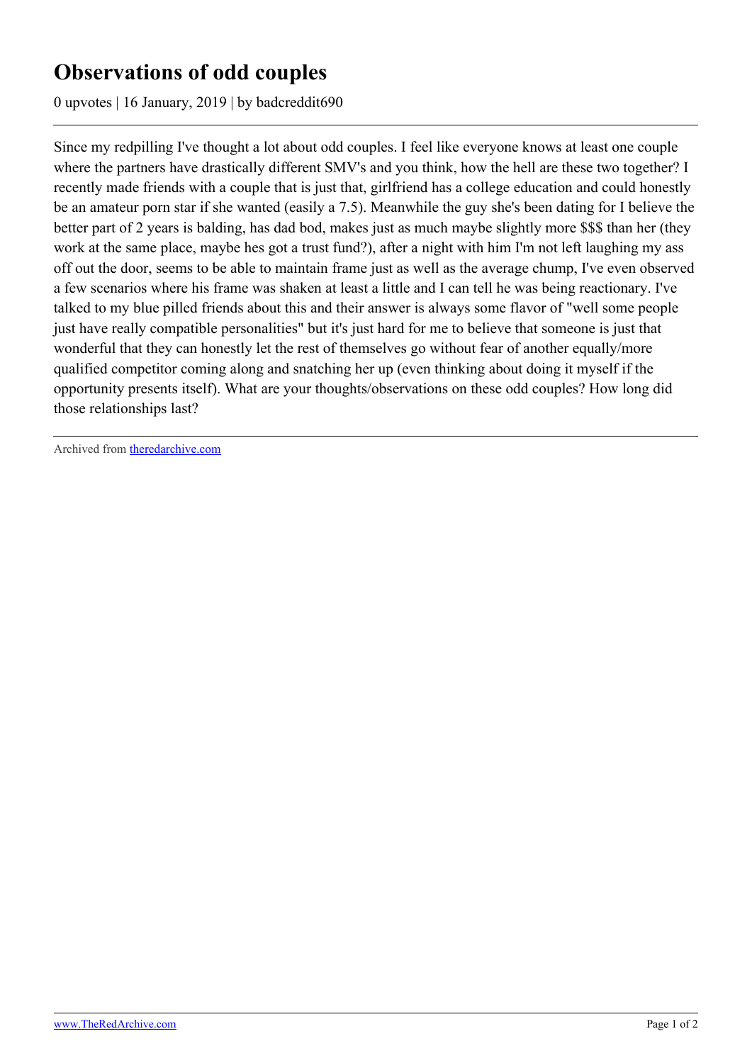# Observations of odd couples

0 upvotes | 16 January, 2019 | by badcreddit690

Since my redpilling I've thought a lot about odd couples. I feel like everyone knows at least one couple where the partners have drastically different SMV's and you think, how the hell are these two together? I recently made friends with a couple that is just that, girlfriend has a college education and could honestly be an amateur porn star if she wanted (easily a 7.5). Meanwhile the guy she's been dating for I believe the better part of 2 years is balding, has dad bod, makes just as much maybe slightly more $$$ than her (they work at the same place, maybe hes got a trust fund?), after a night with him I'm not left laughing my ass off out the door, seems to be able to maintain frame just as well as the average chump, I've even observed a few scenarios where his frame was shaken at least a little and I can tell he was being reactionary. I've talked to my blue pilled friends about this and their answer is always some flavor of "well some people just have really compatible personalities" but it's just hard for me to believe that someone is just that wonderful that they can honestly let the rest of themselves go without fear of another equally/more qualified competitor coming along and snatching her up (even thinking about doing it myself if the opportunity presents itself). What are your thoughts/observations on these odd couples? How long did those relationships last?

---

Archived from [theredarchive.com](https://theredarchive.com)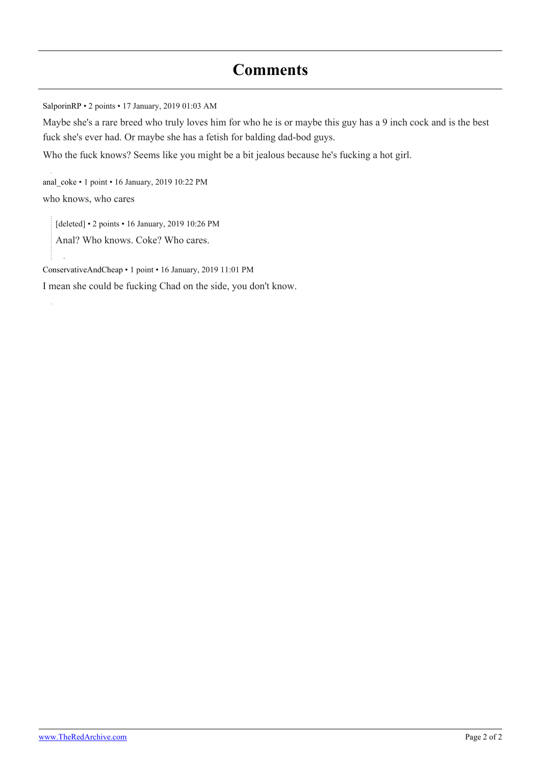# Comments

SalporinRP • 2 points • 17 January, 2019 01:03 AM

Maybe she's a rare breed who truly loves him for who he is or maybe this guy has a 9 inch cock and is the best fuck she's ever had. Or maybe she has a fetish for balding dad-bod guys.

Who the fuck knows? Seems like you might be a bit jealous because he's fucking a hot girl.

anal_coke • 1 point • 16 January, 2019 10:22 PM

who knows, who cares

> [deleted] • 2 points • 16 January, 2019 10:26 PM
>
> Anal? Who knows. Coke? Who cares.

ConservativeAndCheap • 1 point • 16 January, 2019 11:01 PM

I mean she could be fucking Chad on the side, you don't know.